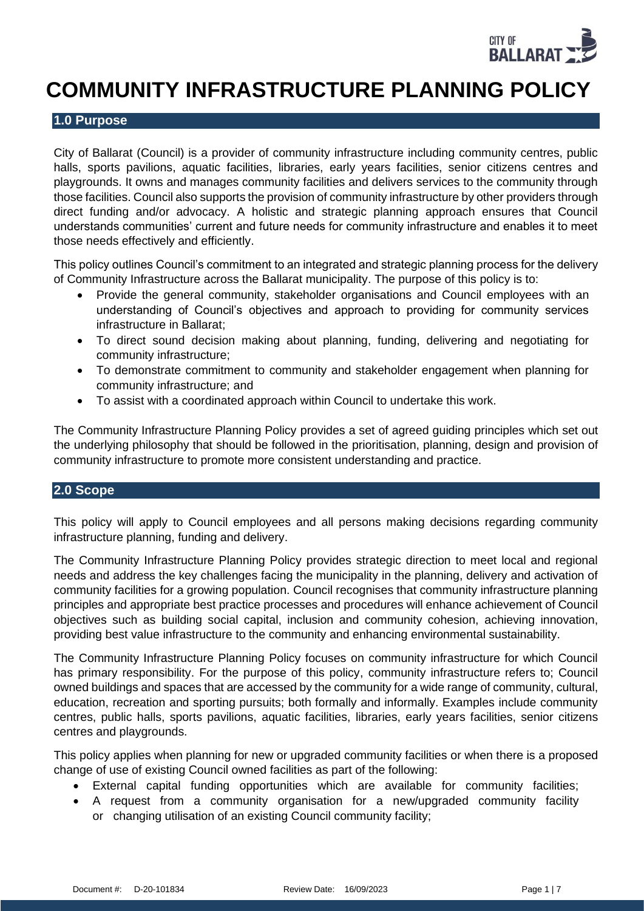# COMMUNITY INFRASTRUCTURE PLANNING POLICY

## 1.0 Purpose

City of Ballarat (Council) is a provider of community infrastructure including community centres, public halls, sports pavilions, aquatic facilities, libraries, early years facilities, senior citizens centres and playgrounds. It owns and manages community facilities and delivers services to the community through those facilities. Council also supports the provision of community infrastructure by other providers through direct funding and/or advocacy. A holistic and strategic planning approach ensures that Council understands communities' current and future needs for community infrastructure and enables it to meet those needs effectively and efficiently.

This policy outlines Council's commitment to an integrated and strategic planning process for the delivery of Community Infrastructure across the Ballarat municipality. The purpose of this policy is to:

- Provide the general community, stakeholder organisations and Council employees with an understanding of Council's objectives and approach to providing for community services infrastructure in Ballarat;
- To direct sound decision making about planning, funding, delivering and negotiating for community infrastructure;
- To demonstrate commitment to community and stakeholder engagement when planning for community infrastructure; and
- To assist with a coordinated approach within Council to undertake this work.

The Community Infrastructure Planning Policy provides a set of agreed guiding principles which set out the underlying philosophy that should be followed in the prioritisation, planning, design and provision of community infrastructure to promote more consistent understanding and practice.

## 2.0 Scope

This policy will apply to Council employees and all persons making decisions regarding community infrastructure planning, funding and delivery.

The Community Infrastructure Planning Policy provides strategic direction to meet local and regional needs and address the key challenges facing the municipality in the planning, delivery and activation of community facilities for a growing population. Council recognises that community infrastructure planning principles and appropriate best practice processes and procedures will enhance achievement of Council objectives such as building social capital, inclusion and community cohesion, achieving innovation, providing best value infrastructure to the community and enhancing environmental sustainability.

The Community Infrastructure Planning Policy focuses on community infrastructure for which Council has primary responsibility. For the purpose of this policy, community infrastructure refers to; Council owned buildings and spaces that are accessed by the community for a wide range of community, cultural, education, recreation and sporting pursuits; both formally and informally. Examples include community centres, public halls, sports pavilions, aquatic facilities, libraries, early years facilities, senior citizens centres and playgrounds.

This policy applies when planning for new or upgraded community facilities or when there is a proposed change of use of existing Council owned facilities as part of the following:

- External capital funding opportunities which are available for community facilities;
- A request from a community organisation for a new/upgraded community facility or changing utilisation of an existing Council community facility;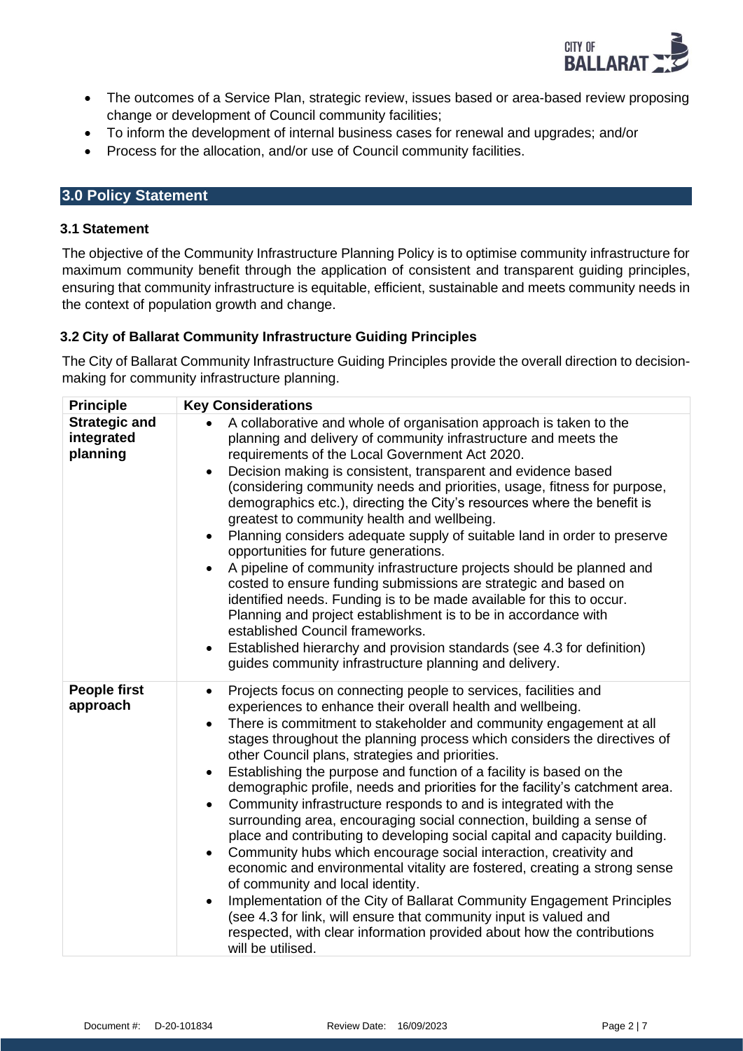- The outcomes of a Service Plan, strategic review, issues based or area-based review proposing change or development of Council community facilities;
- To inform the development of internal business cases for renewal and upgrades; and/or
- Process for the allocation, and/or use of Council community facilities.

## 3.0 Policy Statement

### 3.1 Statement

The objective of the Community Infrastructure Planning Policy is to optimise community infrastructure for maximum community benefit through the application of consistent and transparent guiding principles, ensuring that community infrastructure is equitable, efficient, sustainable and meets community needs in the context of population growth and change.

### 3.2 City of Ballarat Community Infrastructure Guiding Principles

The City of Ballarat Community Infrastructure Guiding Principles provide the overall direction to decision-making for community infrastructure planning.

| Principle | Key Considerations |
|---|---|
| **Strategic and integrated planning** | • A collaborative and whole of organisation approach is taken to the planning and delivery of community infrastructure and meets the requirements of the Local Government Act 2020.<br>• Decision making is consistent, transparent and evidence based (considering community needs and priorities, usage, fitness for purpose, demographics etc.), directing the City's resources where the benefit is greatest to community health and wellbeing.<br>• Planning considers adequate supply of suitable land in order to preserve opportunities for future generations.<br>• A pipeline of community infrastructure projects should be planned and costed to ensure funding submissions are strategic and based on identified needs. Funding is to be made available for this to occur. Planning and project establishment is to be in accordance with established Council frameworks.<br>• Established hierarchy and provision standards (see 4.3 for definition) guides community infrastructure planning and delivery. |
| **People first approach** | • Projects focus on connecting people to services, facilities and experiences to enhance their overall health and wellbeing.<br>• There is commitment to stakeholder and community engagement at all stages throughout the planning process which considers the directives of other Council plans, strategies and priorities.<br>• Establishing the purpose and function of a facility is based on the demographic profile, needs and priorities for the facility's catchment area.<br>• Community infrastructure responds to and is integrated with the surrounding area, encouraging social connection, building a sense of place and contributing to developing social capital and capacity building.<br>• Community hubs which encourage social interaction, creativity and economic and environmental vitality are fostered, creating a strong sense of community and local identity.<br>• Implementation of the City of Ballarat Community Engagement Principles (see 4.3 for link, will ensure that community input is valued and respected, with clear information provided about how the contributions will be utilised. |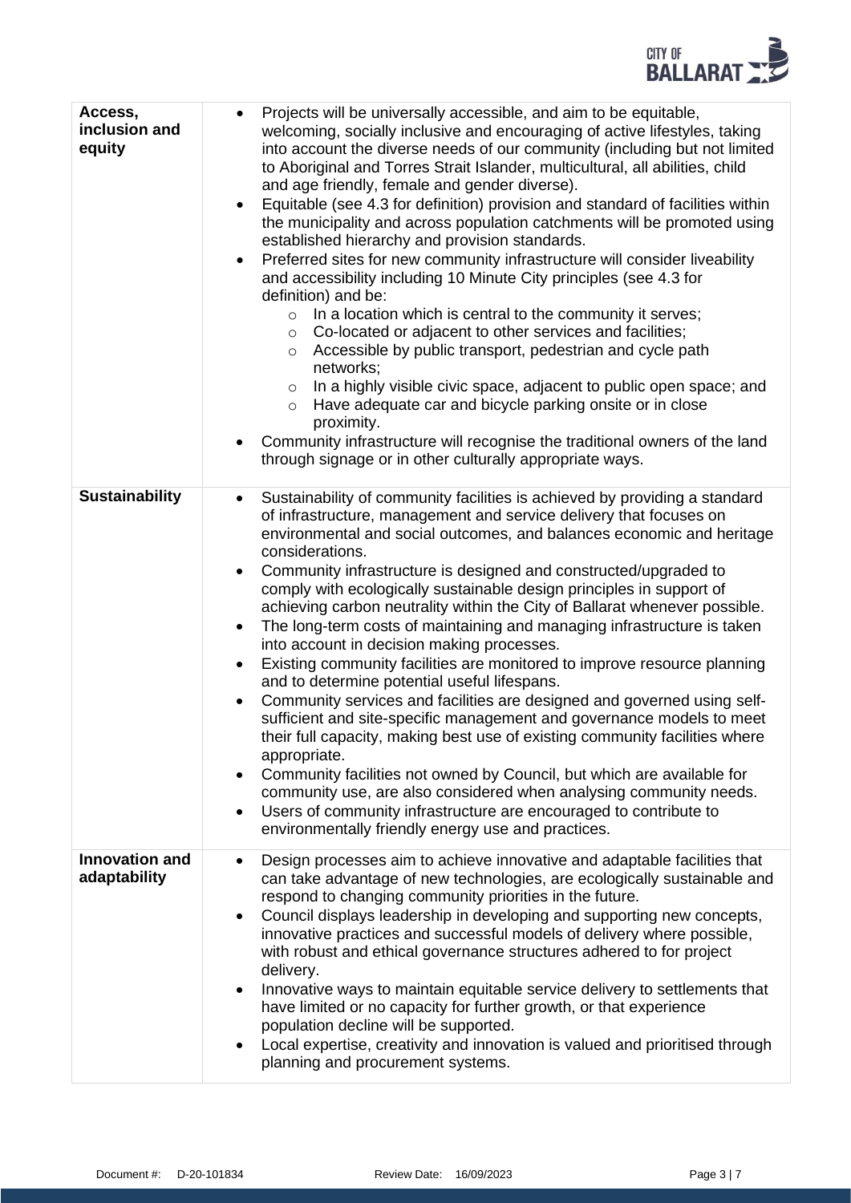| | |
|---|---|
| **Access, inclusion and equity** | • Projects will be universally accessible, and aim to be equitable, welcoming, socially inclusive and encouraging of active lifestyles, taking into account the diverse needs of our community (including but not limited to Aboriginal and Torres Strait Islander, multicultural, all abilities, child and age friendly, female and gender diverse).<br>• Equitable (see 4.3 for definition) provision and standard of facilities within the municipality and across population catchments will be promoted using established hierarchy and provision standards.<br>• Preferred sites for new community infrastructure will consider liveability and accessibility including 10 Minute City principles (see 4.3 for definition) and be:<br>  ○ In a location which is central to the community it serves;<br>  ○ Co-located or adjacent to other services and facilities;<br>  ○ Accessible by public transport, pedestrian and cycle path networks;<br>  ○ In a highly visible civic space, adjacent to public open space; and<br>  ○ Have adequate car and bicycle parking onsite or in close proximity.<br>• Community infrastructure will recognise the traditional owners of the land through signage or in other culturally appropriate ways. |
| **Sustainability** | • Sustainability of community facilities is achieved by providing a standard of infrastructure, management and service delivery that focuses on environmental and social outcomes, and balances economic and heritage considerations.<br>• Community infrastructure is designed and constructed/upgraded to comply with ecologically sustainable design principles in support of achieving carbon neutrality within the City of Ballarat whenever possible.<br>• The long-term costs of maintaining and managing infrastructure is taken into account in decision making processes.<br>• Existing community facilities are monitored to improve resource planning and to determine potential useful lifespans.<br>• Community services and facilities are designed and governed using self-sufficient and site-specific management and governance models to meet their full capacity, making best use of existing community facilities where appropriate.<br>• Community facilities not owned by Council, but which are available for community use, are also considered when analysing community needs.<br>• Users of community infrastructure are encouraged to contribute to environmentally friendly energy use and practices. |
| **Innovation and adaptability** | • Design processes aim to achieve innovative and adaptable facilities that can take advantage of new technologies, are ecologically sustainable and respond to changing community priorities in the future.<br>• Council displays leadership in developing and supporting new concepts, innovative practices and successful models of delivery where possible, with robust and ethical governance structures adhered to for project delivery.<br>• Innovative ways to maintain equitable service delivery to settlements that have limited or no capacity for further growth, or that experience population decline will be supported.<br>• Local expertise, creativity and innovation is valued and prioritised through planning and procurement systems. |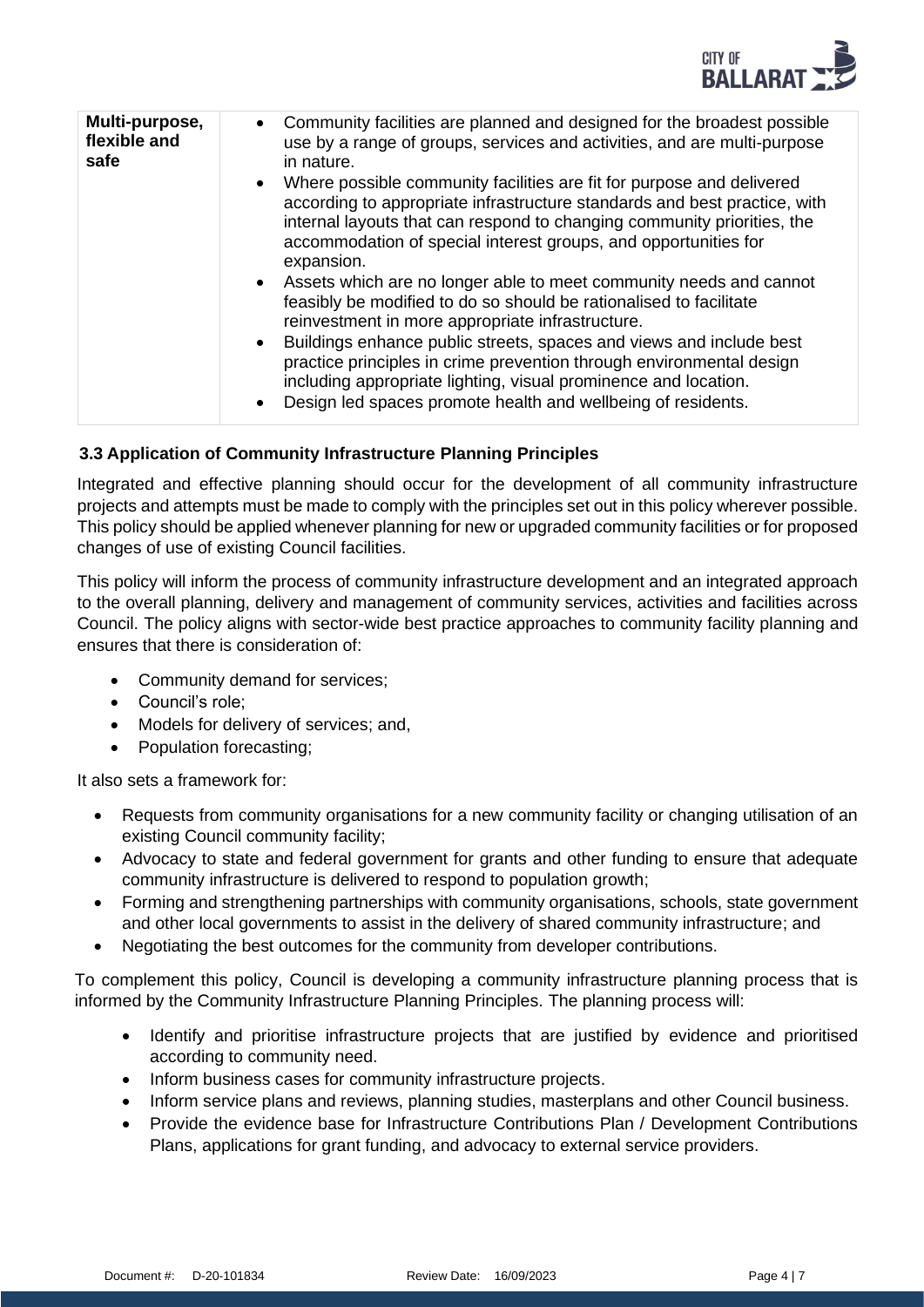| Multi-purpose, flexible and safe | <ul><li>Community facilities are planned and designed for the broadest possible use by a range of groups, services and activities, and are multi-purpose in nature.</li><li>Where possible community facilities are fit for purpose and delivered according to appropriate infrastructure standards and best practice, with internal layouts that can respond to changing community priorities, the accommodation of special interest groups, and opportunities for expansion.</li><li>Assets which are no longer able to meet community needs and cannot feasibly be modified to do so should be rationalised to facilitate reinvestment in more appropriate infrastructure.</li><li>Buildings enhance public streets, spaces and views and include best practice principles in crime prevention through environmental design including appropriate lighting, visual prominence and location.</li><li>Design led spaces promote health and wellbeing of residents.</li></ul> |
|---|---|

### 3.3 Application of Community Infrastructure Planning Principles

Integrated and effective planning should occur for the development of all community infrastructure projects and attempts must be made to comply with the principles set out in this policy wherever possible. This policy should be applied whenever planning for new or upgraded community facilities or for proposed changes of use of existing Council facilities.

This policy will inform the process of community infrastructure development and an integrated approach to the overall planning, delivery and management of community services, activities and facilities across Council. The policy aligns with sector-wide best practice approaches to community facility planning and ensures that there is consideration of:

- Community demand for services;
- Council's role;
- Models for delivery of services; and,
- Population forecasting;

It also sets a framework for:

- Requests from community organisations for a new community facility or changing utilisation of an existing Council community facility;
- Advocacy to state and federal government for grants and other funding to ensure that adequate community infrastructure is delivered to respond to population growth;
- Forming and strengthening partnerships with community organisations, schools, state government and other local governments to assist in the delivery of shared community infrastructure; and
- Negotiating the best outcomes for the community from developer contributions.

To complement this policy, Council is developing a community infrastructure planning process that is informed by the Community Infrastructure Planning Principles. The planning process will:

- Identify and prioritise infrastructure projects that are justified by evidence and prioritised according to community need.
- Inform business cases for community infrastructure projects.
- Inform service plans and reviews, planning studies, masterplans and other Council business.
- Provide the evidence base for Infrastructure Contributions Plan / Development Contributions Plans, applications for grant funding, and advocacy to external service providers.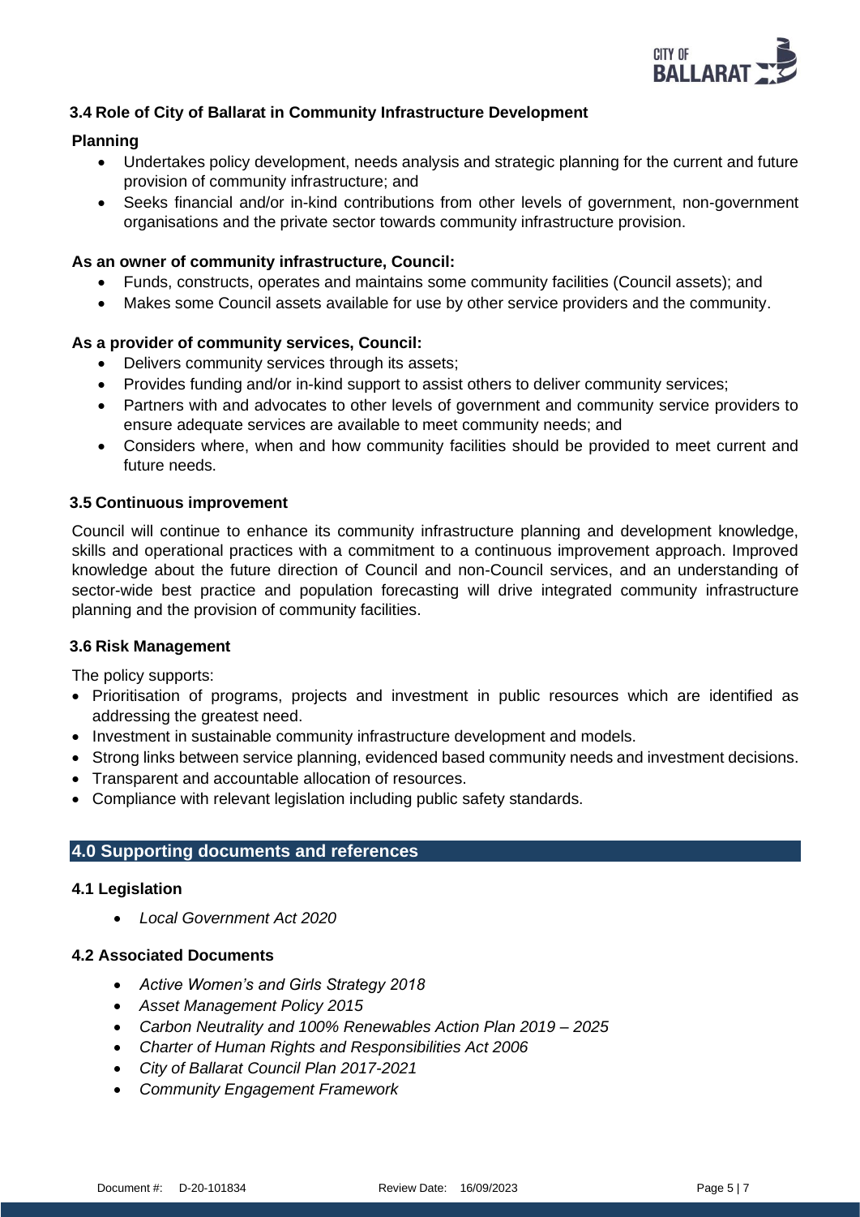### 3.4 Role of City of Ballarat in Community Infrastructure Development

**Planning**

- Undertakes policy development, needs analysis and strategic planning for the current and future provision of community infrastructure; and
- Seeks financial and/or in-kind contributions from other levels of government, non-government organisations and the private sector towards community infrastructure provision.

**As an owner of community infrastructure, Council:**

- Funds, constructs, operates and maintains some community facilities (Council assets); and
- Makes some Council assets available for use by other service providers and the community.

**As a provider of community services, Council:**

- Delivers community services through its assets;
- Provides funding and/or in-kind support to assist others to deliver community services;
- Partners with and advocates to other levels of government and community service providers to ensure adequate services are available to meet community needs; and
- Considers where, when and how community facilities should be provided to meet current and future needs.

### 3.5 Continuous improvement

Council will continue to enhance its community infrastructure planning and development knowledge, skills and operational practices with a commitment to a continuous improvement approach. Improved knowledge about the future direction of Council and non-Council services, and an understanding of sector-wide best practice and population forecasting will drive integrated community infrastructure planning and the provision of community facilities.

### 3.6 Risk Management

The policy supports:

- Prioritisation of programs, projects and investment in public resources which are identified as addressing the greatest need.
- Investment in sustainable community infrastructure development and models.
- Strong links between service planning, evidenced based community needs and investment decisions.
- Transparent and accountable allocation of resources.
- Compliance with relevant legislation including public safety standards.

## 4.0 Supporting documents and references

### 4.1 Legislation

- *Local Government Act 2020*

### 4.2 Associated Documents

- *Active Women's and Girls Strategy 2018*
- *Asset Management Policy 2015*
- *Carbon Neutrality and 100% Renewables Action Plan 2019 – 2025*
- *Charter of Human Rights and Responsibilities Act 2006*
- *City of Ballarat Council Plan 2017-2021*
- *Community Engagement Framework*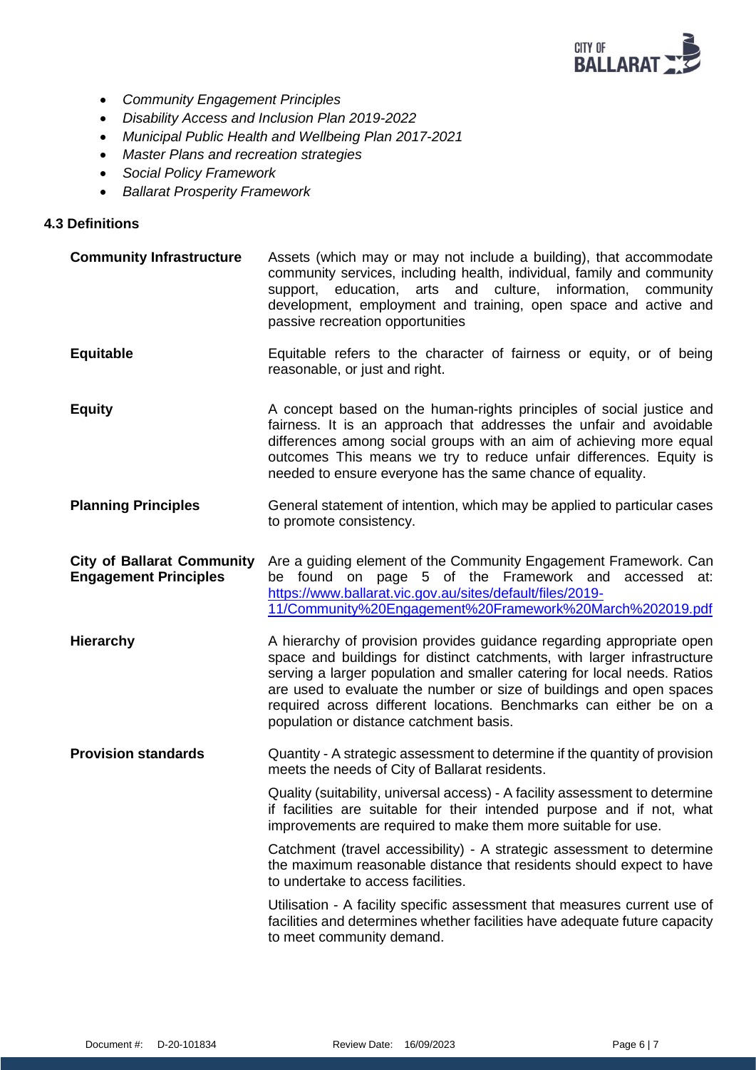- *Community Engagement Principles*
- *Disability Access and Inclusion Plan 2019-2022*
- *Municipal Public Health and Wellbeing Plan 2017-2021*
- *Master Plans and recreation strategies*
- *Social Policy Framework*
- *Ballarat Prosperity Framework*

### 4.3 Definitions

| | |
|---|---|
| **Community Infrastructure** | Assets (which may or may not include a building), that accommodate community services, including health, individual, family and community support, education, arts and culture, information, community development, employment and training, open space and active and passive recreation opportunities |
| **Equitable** | Equitable refers to the character of fairness or equity, or of being reasonable, or just and right. |
| **Equity** | A concept based on the human-rights principles of social justice and fairness. It is an approach that addresses the unfair and avoidable differences among social groups with an aim of achieving more equal outcomes This means we try to reduce unfair differences. Equity is needed to ensure everyone has the same chance of equality. |
| **Planning Principles** | General statement of intention, which may be applied to particular cases to promote consistency. |
| **City of Ballarat Community Engagement Principles** | Are a guiding element of the Community Engagement Framework. Can be found on page 5 of the Framework and accessed at: https://www.ballarat.vic.gov.au/sites/default/files/2019-11/Community%20Engagement%20Framework%20March%202019.pdf |
| **Hierarchy** | A hierarchy of provision provides guidance regarding appropriate open space and buildings for distinct catchments, with larger infrastructure serving a larger population and smaller catering for local needs. Ratios are used to evaluate the number or size of buildings and open spaces required across different locations. Benchmarks can either be on a population or distance catchment basis. |
| **Provision standards** | Quantity - A strategic assessment to determine if the quantity of provision meets the needs of City of Ballarat residents.<br><br>Quality (suitability, universal access) - A facility assessment to determine if facilities are suitable for their intended purpose and if not, what improvements are required to make them more suitable for use.<br><br>Catchment (travel accessibility) - A strategic assessment to determine the maximum reasonable distance that residents should expect to have to undertake to access facilities.<br><br>Utilisation - A facility specific assessment that measures current use of facilities and determines whether facilities have adequate future capacity to meet community demand. |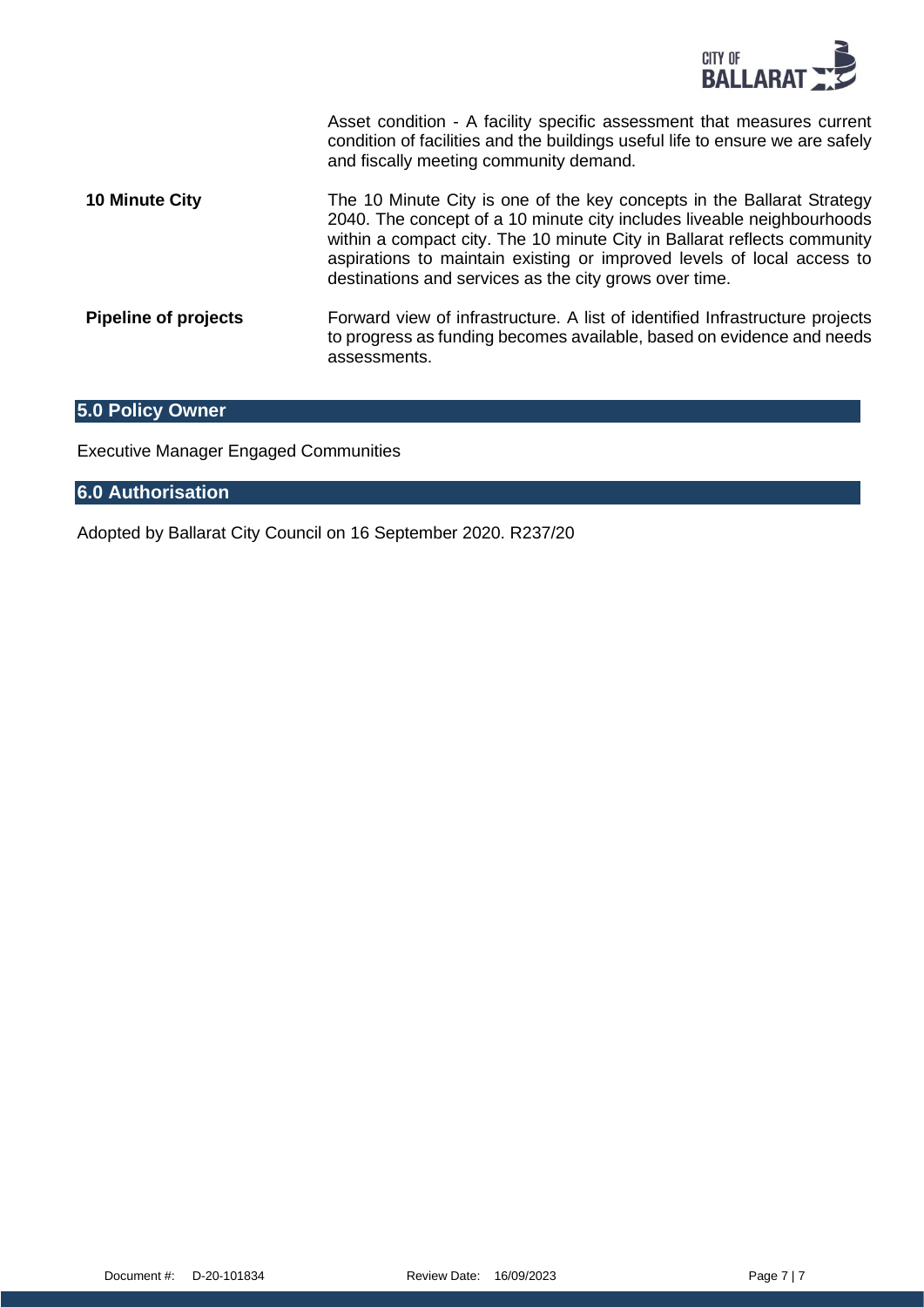| | |
|---|---|
| | Asset condition - A facility specific assessment that measures current condition of facilities and the buildings useful life to ensure we are safely and fiscally meeting community demand. |
| **10 Minute City** | The 10 Minute City is one of the key concepts in the Ballarat Strategy 2040. The concept of a 10 minute city includes liveable neighbourhoods within a compact city. The 10 minute City in Ballarat reflects community aspirations to maintain existing or improved levels of local access to destinations and services as the city grows over time. |
| **Pipeline of projects** | Forward view of infrastructure. A list of identified Infrastructure projects to progress as funding becomes available, based on evidence and needs assessments. |

## 5.0 Policy Owner

Executive Manager Engaged Communities

## 6.0 Authorisation

Adopted by Ballarat City Council on 16 September 2020. R237/20